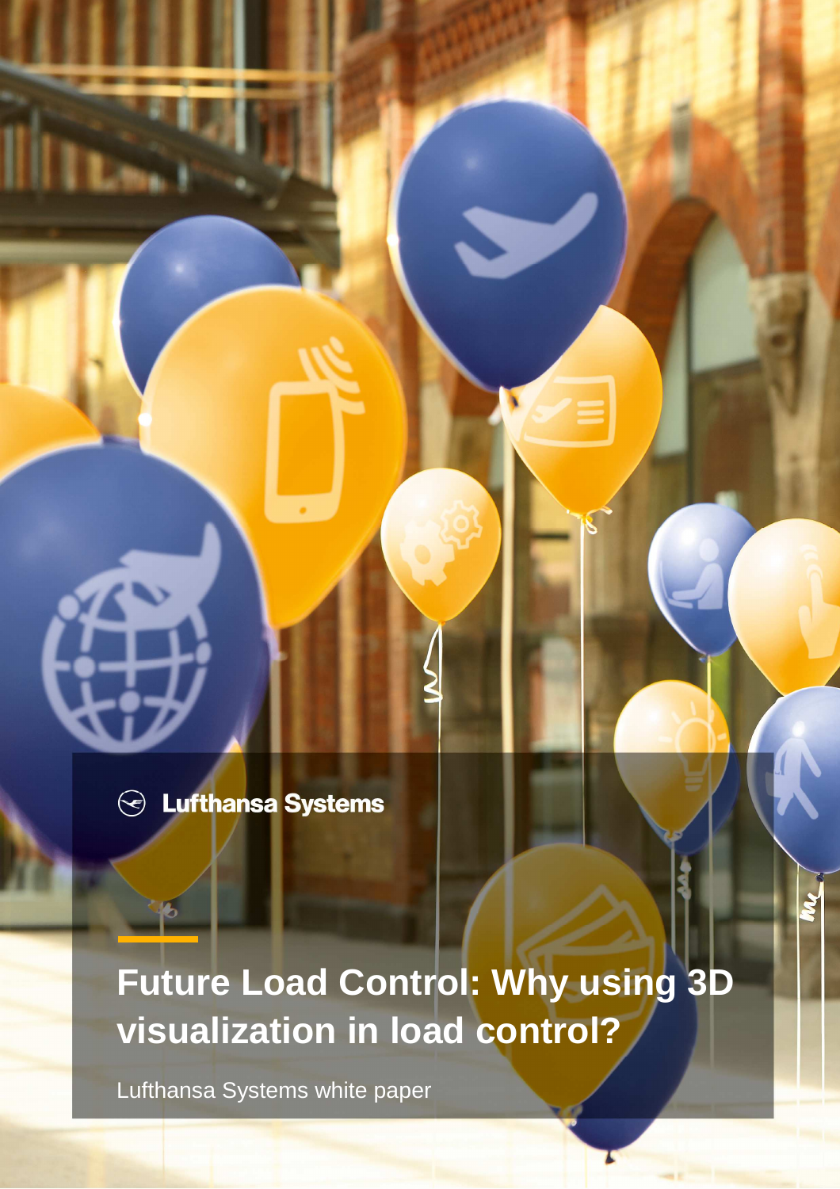Lufthansa Systems

# Future Load Control: Why using 3D visualization in load control?

Lufthansa Systems white paper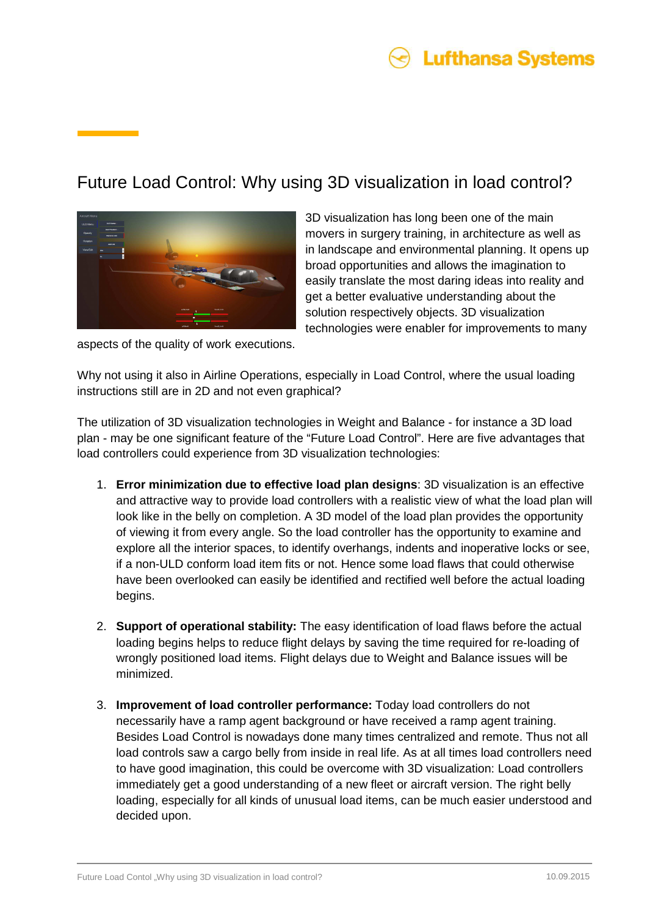# Future Load Control: Why using 3D visualization in load control?

3D visualization has long been one of the main movers in surgery training, in architecture as well as in landscape and environmental planning. It opens up broad opportunities and allows the imagination to easily translate the most daring ideas into reality and get a better evaluative understanding about the solution respectively objects. 3D visualization technologies were enabler for improvements to many aspects of the quality of work executions.

Why not using it also in Airline Operations, especially in Load Control, where the usual loading instructions still are in 2D and not even graphical?

The utilization of 3D visualization technologies in Weight and Balance - for instance a 3D load plan - may be one significant feature of the “Future Load Control”. Here are five advantages that load controllers could experience from 3D visualization technologies:

1. **Error minimization due to effective load plan designs**: 3D visualization is an effective and attractive way to provide load controllers with a realistic view of what the load plan will look like in the belly on completion. A 3D model of the load plan provides the opportunity of viewing it from every angle. So the load controller has the opportunity to examine and explore all the interior spaces, to identify overhangs, indents and inoperative locks or see, if a non-ULD conform load item fits or not. Hence some load flaws that could otherwise have been overlooked can easily be identified and rectified well before the actual loading begins.

2. **Support of operational stability:** The easy identification of load flaws before the actual loading begins helps to reduce flight delays by saving the time required for re-loading of wrongly positioned load items. Flight delays due to Weight and Balance issues will be minimized.

3. **Improvement of load controller performance:** Today load controllers do not necessarily have a ramp agent background or have received a ramp agent training. Besides Load Control is nowadays done many times centralized and remote. Thus not all load controls saw a cargo belly from inside in real life. As at all times load controllers need to have good imagination, this could be overcome with 3D visualization: Load controllers immediately get a good understanding of a new fleet or aircraft version. The right belly loading, especially for all kinds of unusual load items, can be much easier understood and decided upon.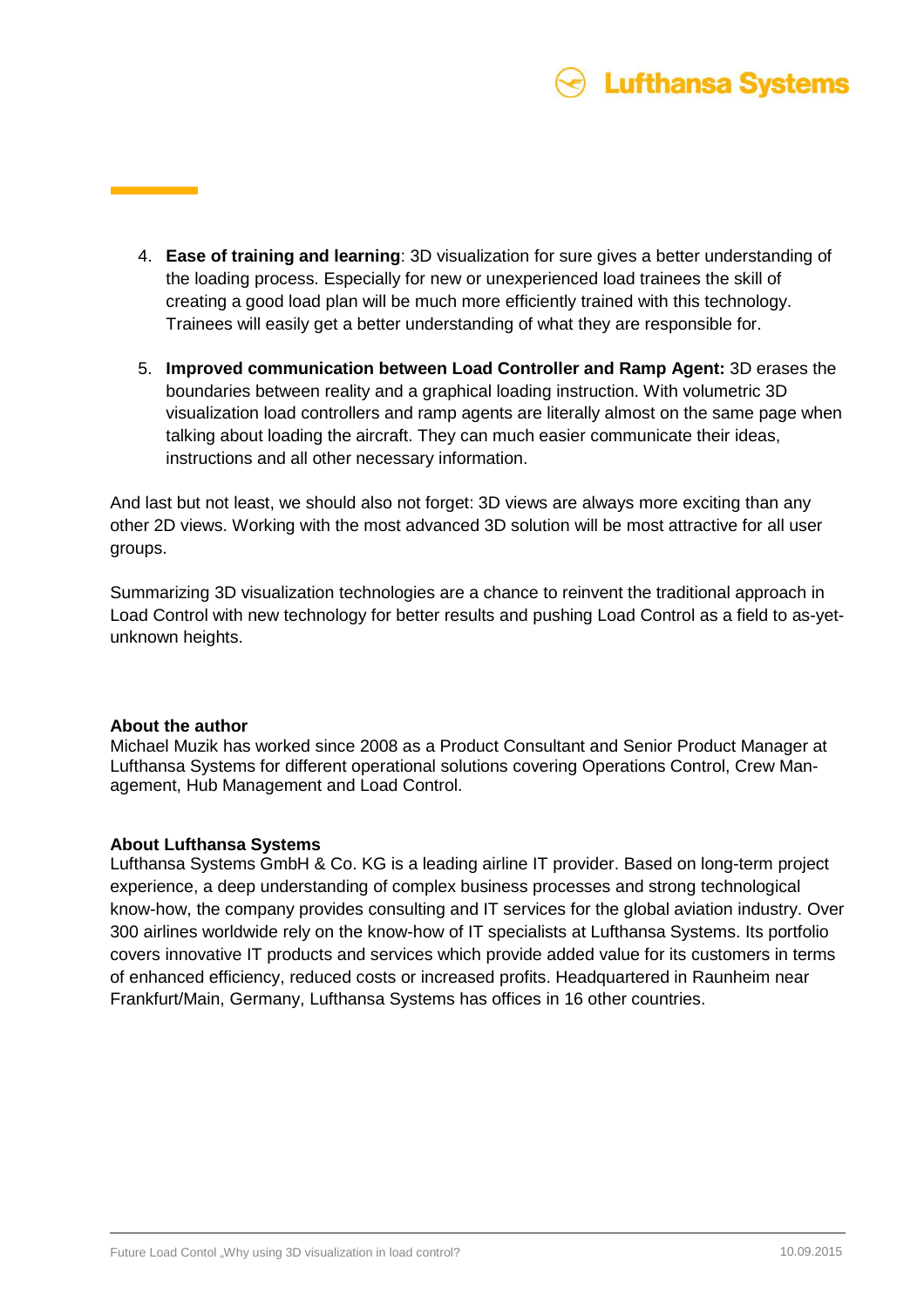4. **Ease of training and learning**: 3D visualization for sure gives a better understanding of the loading process. Especially for new or unexperienced load trainees the skill of creating a good load plan will be much more efficiently trained with this technology. Trainees will easily get a better understanding of what they are responsible for.

5. **Improved communication between Load Controller and Ramp Agent:** 3D erases the boundaries between reality and a graphical loading instruction. With volumetric 3D visualization load controllers and ramp agents are literally almost on the same page when talking about loading the aircraft. They can much easier communicate their ideas, instructions and all other necessary information.

And last but not least, we should also not forget: 3D views are always more exciting than any other 2D views. Working with the most advanced 3D solution will be most attractive for all user groups.

Summarizing 3D visualization technologies are a chance to reinvent the traditional approach in Load Control with new technology for better results and pushing Load Control as a field to as-yet-unknown heights.

**About the author**
Michael Muzik has worked since 2008 as a Product Consultant and Senior Product Manager at Lufthansa Systems for different operational solutions covering Operations Control, Crew Management, Hub Management and Load Control.

**About Lufthansa Systems**
Lufthansa Systems GmbH & Co. KG is a leading airline IT provider. Based on long-term project experience, a deep understanding of complex business processes and strong technological know-how, the company provides consulting and IT services for the global aviation industry. Over 300 airlines worldwide rely on the know-how of IT specialists at Lufthansa Systems. Its portfolio covers innovative IT products and services which provide added value for its customers in terms of enhanced efficiency, reduced costs or increased profits. Headquartered in Raunheim near Frankfurt/Main, Germany, Lufthansa Systems has offices in 16 other countries.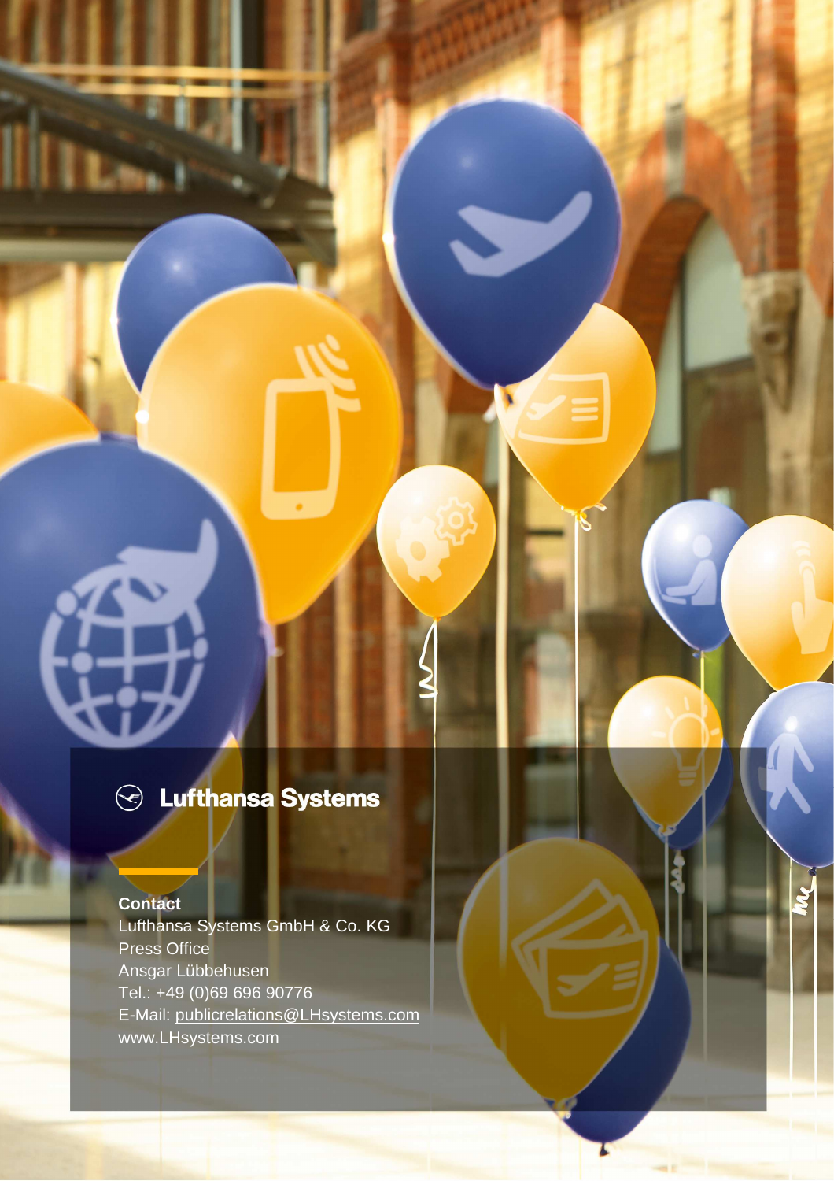Lufthansa Systems

**Contact**

Lufthansa Systems GmbH & Co. KG
Press Office
Ansgar Lübbehusen
Tel.: +49 (0)69 696 90776
E-Mail: publicrelations@LHsystems.com
www.LHsystems.com